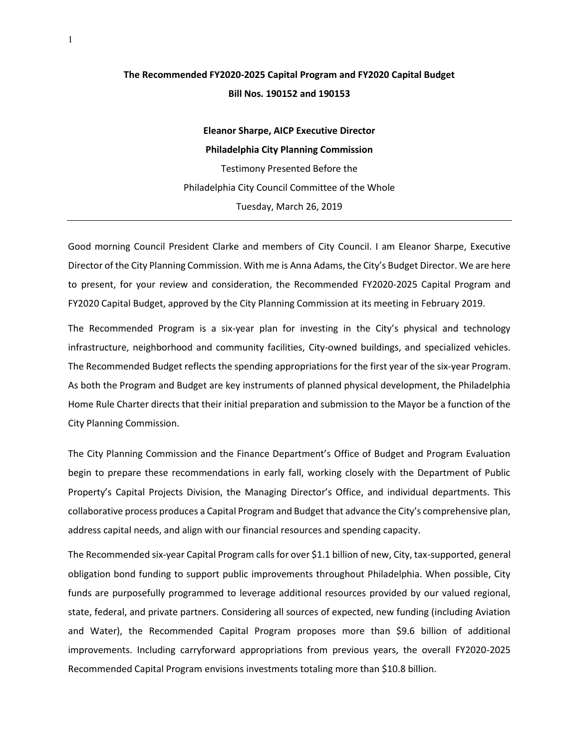# The Recommended FY2020-2025 Capital Program and FY2020 Capital Budget

## Bill Nos. 190152 and 190153

**Eleanor Sharpe, AICP Executive Director**

**Philadelphia City Planning Commission**

Testimony Presented Before the

Philadelphia City Council Committee of the Whole

Tuesday, March 26, 2019

---

Good morning Council President Clarke and members of City Council. I am Eleanor Sharpe, Executive Director of the City Planning Commission. With me is Anna Adams, the City's Budget Director. We are here to present, for your review and consideration, the Recommended FY2020-2025 Capital Program and FY2020 Capital Budget, approved by the City Planning Commission at its meeting in February 2019.

The Recommended Program is a six-year plan for investing in the City's physical and technology infrastructure, neighborhood and community facilities, City-owned buildings, and specialized vehicles. The Recommended Budget reflects the spending appropriations for the first year of the six-year Program. As both the Program and Budget are key instruments of planned physical development, the Philadelphia Home Rule Charter directs that their initial preparation and submission to the Mayor be a function of the City Planning Commission.

The City Planning Commission and the Finance Department's Office of Budget and Program Evaluation begin to prepare these recommendations in early fall, working closely with the Department of Public Property's Capital Projects Division, the Managing Director's Office, and individual departments. This collaborative process produces a Capital Program and Budget that advance the City's comprehensive plan, address capital needs, and align with our financial resources and spending capacity.

The Recommended six-year Capital Program calls for over $1.1 billion of new, City, tax-supported, general obligation bond funding to support public improvements throughout Philadelphia. When possible, City funds are purposefully programmed to leverage additional resources provided by our valued regional, state, federal, and private partners. Considering all sources of expected, new funding (including Aviation and Water), the Recommended Capital Program proposes more than $9.6 billion of additional improvements. Including carryforward appropriations from previous years, the overall FY2020-2025 Recommended Capital Program envisions investments totaling more than $10.8 billion.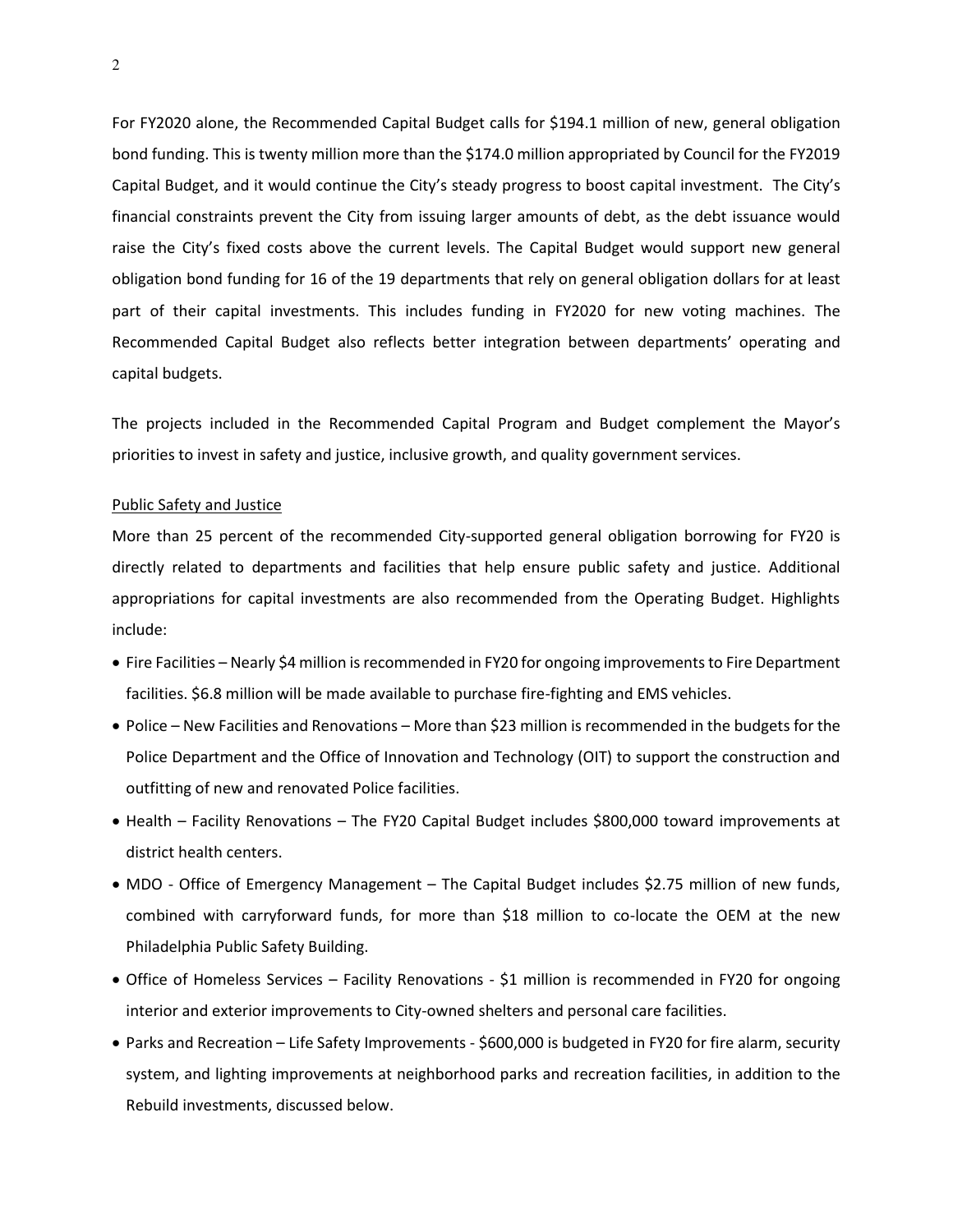For FY2020 alone, the Recommended Capital Budget calls for $194.1 million of new, general obligation bond funding. This is twenty million more than the $174.0 million appropriated by Council for the FY2019 Capital Budget, and it would continue the City's steady progress to boost capital investment. The City's financial constraints prevent the City from issuing larger amounts of debt, as the debt issuance would raise the City's fixed costs above the current levels. The Capital Budget would support new general obligation bond funding for 16 of the 19 departments that rely on general obligation dollars for at least part of their capital investments. This includes funding in FY2020 for new voting machines. The Recommended Capital Budget also reflects better integration between departments' operating and capital budgets.

The projects included in the Recommended Capital Program and Budget complement the Mayor's priorities to invest in safety and justice, inclusive growth, and quality government services.

<u>Public Safety and Justice</u>

More than 25 percent of the recommended City-supported general obligation borrowing for FY20 is directly related to departments and facilities that help ensure public safety and justice. Additional appropriations for capital investments are also recommended from the Operating Budget. Highlights include:

- Fire Facilities – Nearly $4 million is recommended in FY20 for ongoing improvements to Fire Department facilities. $6.8 million will be made available to purchase fire-fighting and EMS vehicles.
- Police – New Facilities and Renovations – More than $23 million is recommended in the budgets for the Police Department and the Office of Innovation and Technology (OIT) to support the construction and outfitting of new and renovated Police facilities.
- Health – Facility Renovations – The FY20 Capital Budget includes $800,000 toward improvements at district health centers.
- MDO - Office of Emergency Management – The Capital Budget includes $2.75 million of new funds, combined with carryforward funds, for more than $18 million to co-locate the OEM at the new Philadelphia Public Safety Building.
- Office of Homeless Services – Facility Renovations - $1 million is recommended in FY20 for ongoing interior and exterior improvements to City-owned shelters and personal care facilities.
- Parks and Recreation – Life Safety Improvements - $600,000 is budgeted in FY20 for fire alarm, security system, and lighting improvements at neighborhood parks and recreation facilities, in addition to the Rebuild investments, discussed below.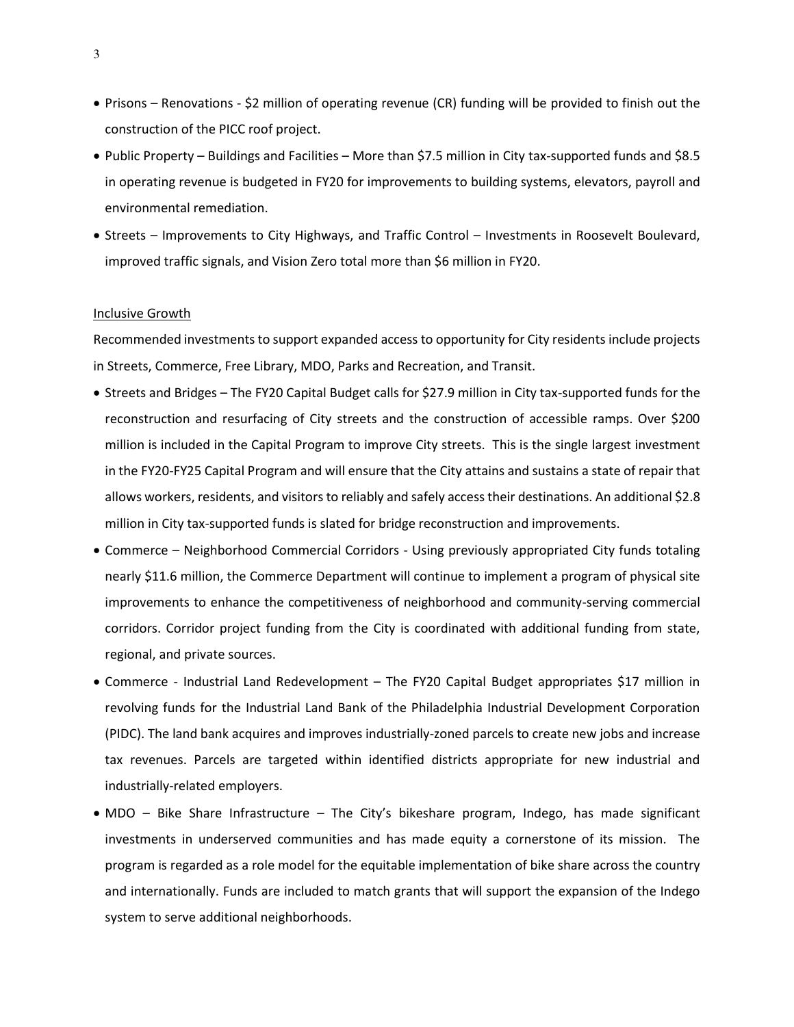- Prisons – Renovations - $2 million of operating revenue (CR) funding will be provided to finish out the construction of the PICC roof project.
- Public Property – Buildings and Facilities – More than $7.5 million in City tax-supported funds and $8.5 in operating revenue is budgeted in FY20 for improvements to building systems, elevators, payroll and environmental remediation.
- Streets – Improvements to City Highways, and Traffic Control – Investments in Roosevelt Boulevard, improved traffic signals, and Vision Zero total more than $6 million in FY20.

<u>Inclusive Growth</u>

Recommended investments to support expanded access to opportunity for City residents include projects in Streets, Commerce, Free Library, MDO, Parks and Recreation, and Transit.

- Streets and Bridges – The FY20 Capital Budget calls for $27.9 million in City tax-supported funds for the reconstruction and resurfacing of City streets and the construction of accessible ramps. Over $200 million is included in the Capital Program to improve City streets. This is the single largest investment in the FY20-FY25 Capital Program and will ensure that the City attains and sustains a state of repair that allows workers, residents, and visitors to reliably and safely access their destinations. An additional $2.8 million in City tax-supported funds is slated for bridge reconstruction and improvements.
- Commerce – Neighborhood Commercial Corridors - Using previously appropriated City funds totaling nearly $11.6 million, the Commerce Department will continue to implement a program of physical site improvements to enhance the competitiveness of neighborhood and community-serving commercial corridors. Corridor project funding from the City is coordinated with additional funding from state, regional, and private sources.
- Commerce - Industrial Land Redevelopment – The FY20 Capital Budget appropriates $17 million in revolving funds for the Industrial Land Bank of the Philadelphia Industrial Development Corporation (PIDC). The land bank acquires and improves industrially-zoned parcels to create new jobs and increase tax revenues. Parcels are targeted within identified districts appropriate for new industrial and industrially-related employers.
- MDO – Bike Share Infrastructure – The City's bikeshare program, Indego, has made significant investments in underserved communities and has made equity a cornerstone of its mission. The program is regarded as a role model for the equitable implementation of bike share across the country and internationally. Funds are included to match grants that will support the expansion of the Indego system to serve additional neighborhoods.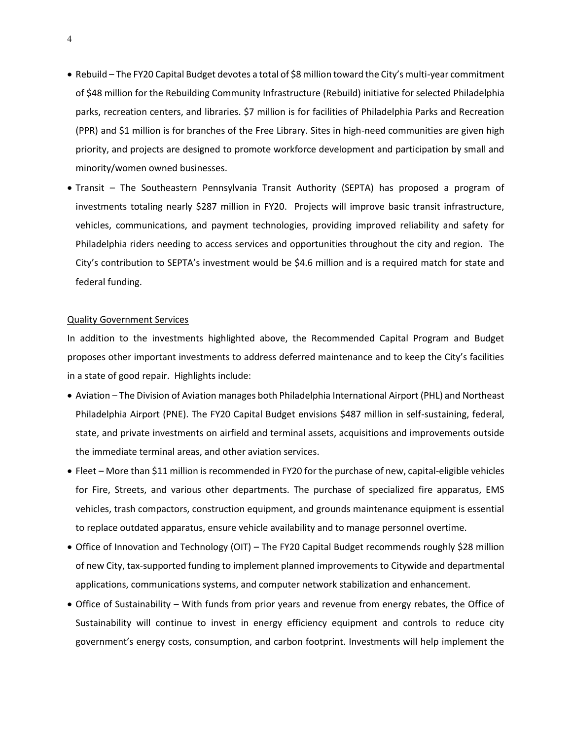- Rebuild – The FY20 Capital Budget devotes a total of $8 million toward the City's multi-year commitment of $48 million for the Rebuilding Community Infrastructure (Rebuild) initiative for selected Philadelphia parks, recreation centers, and libraries. $7 million is for facilities of Philadelphia Parks and Recreation (PPR) and $1 million is for branches of the Free Library. Sites in high-need communities are given high priority, and projects are designed to promote workforce development and participation by small and minority/women owned businesses.
- Transit – The Southeastern Pennsylvania Transit Authority (SEPTA) has proposed a program of investments totaling nearly $287 million in FY20. Projects will improve basic transit infrastructure, vehicles, communications, and payment technologies, providing improved reliability and safety for Philadelphia riders needing to access services and opportunities throughout the city and region. The City's contribution to SEPTA's investment would be $4.6 million and is a required match for state and federal funding.

<u>Quality Government Services</u>

In addition to the investments highlighted above, the Recommended Capital Program and Budget proposes other important investments to address deferred maintenance and to keep the City's facilities in a state of good repair. Highlights include:

- Aviation – The Division of Aviation manages both Philadelphia International Airport (PHL) and Northeast Philadelphia Airport (PNE). The FY20 Capital Budget envisions $487 million in self-sustaining, federal, state, and private investments on airfield and terminal assets, acquisitions and improvements outside the immediate terminal areas, and other aviation services.
- Fleet – More than $11 million is recommended in FY20 for the purchase of new, capital-eligible vehicles for Fire, Streets, and various other departments. The purchase of specialized fire apparatus, EMS vehicles, trash compactors, construction equipment, and grounds maintenance equipment is essential to replace outdated apparatus, ensure vehicle availability and to manage personnel overtime.
- Office of Innovation and Technology (OIT) – The FY20 Capital Budget recommends roughly $28 million of new City, tax-supported funding to implement planned improvements to Citywide and departmental applications, communications systems, and computer network stabilization and enhancement.
- Office of Sustainability – With funds from prior years and revenue from energy rebates, the Office of Sustainability will continue to invest in energy efficiency equipment and controls to reduce city government's energy costs, consumption, and carbon footprint. Investments will help implement the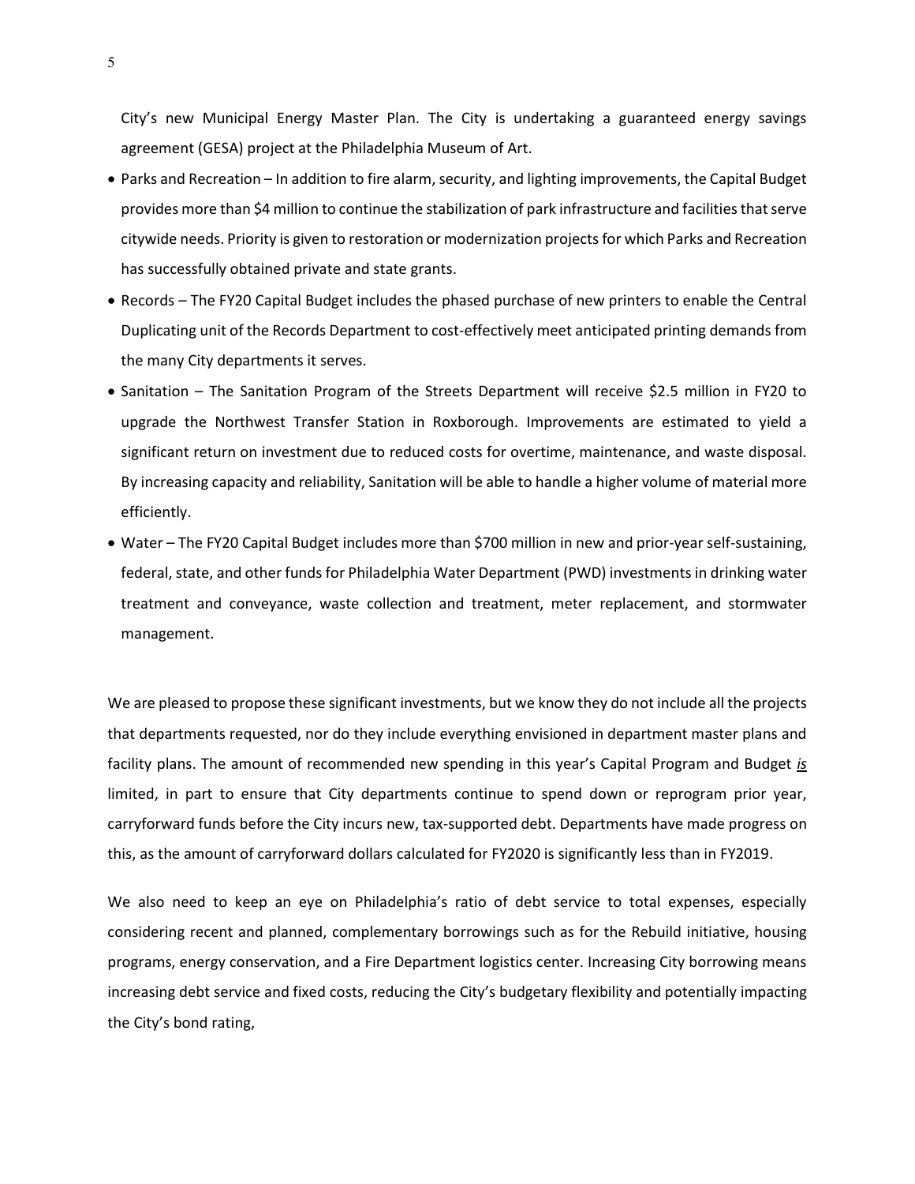City's new Municipal Energy Master Plan. The City is undertaking a guaranteed energy savings agreement (GESA) project at the Philadelphia Museum of Art.

- Parks and Recreation – In addition to fire alarm, security, and lighting improvements, the Capital Budget provides more than $4 million to continue the stabilization of park infrastructure and facilities that serve citywide needs. Priority is given to restoration or modernization projects for which Parks and Recreation has successfully obtained private and state grants.
- Records – The FY20 Capital Budget includes the phased purchase of new printers to enable the Central Duplicating unit of the Records Department to cost-effectively meet anticipated printing demands from the many City departments it serves.
- Sanitation – The Sanitation Program of the Streets Department will receive $2.5 million in FY20 to upgrade the Northwest Transfer Station in Roxborough. Improvements are estimated to yield a significant return on investment due to reduced costs for overtime, maintenance, and waste disposal. By increasing capacity and reliability, Sanitation will be able to handle a higher volume of material more efficiently.
- Water – The FY20 Capital Budget includes more than $700 million in new and prior-year self-sustaining, federal, state, and other funds for Philadelphia Water Department (PWD) investments in drinking water treatment and conveyance, waste collection and treatment, meter replacement, and stormwater management.

We are pleased to propose these significant investments, but we know they do not include all the projects that departments requested, nor do they include everything envisioned in department master plans and facility plans. The amount of recommended new spending in this year's Capital Program and Budget ***is*** limited, in part to ensure that City departments continue to spend down or reprogram prior year, carryforward funds before the City incurs new, tax-supported debt. Departments have made progress on this, as the amount of carryforward dollars calculated for FY2020 is significantly less than in FY2019.

We also need to keep an eye on Philadelphia's ratio of debt service to total expenses, especially considering recent and planned, complementary borrowings such as for the Rebuild initiative, housing programs, energy conservation, and a Fire Department logistics center. Increasing City borrowing means increasing debt service and fixed costs, reducing the City's budgetary flexibility and potentially impacting the City's bond rating,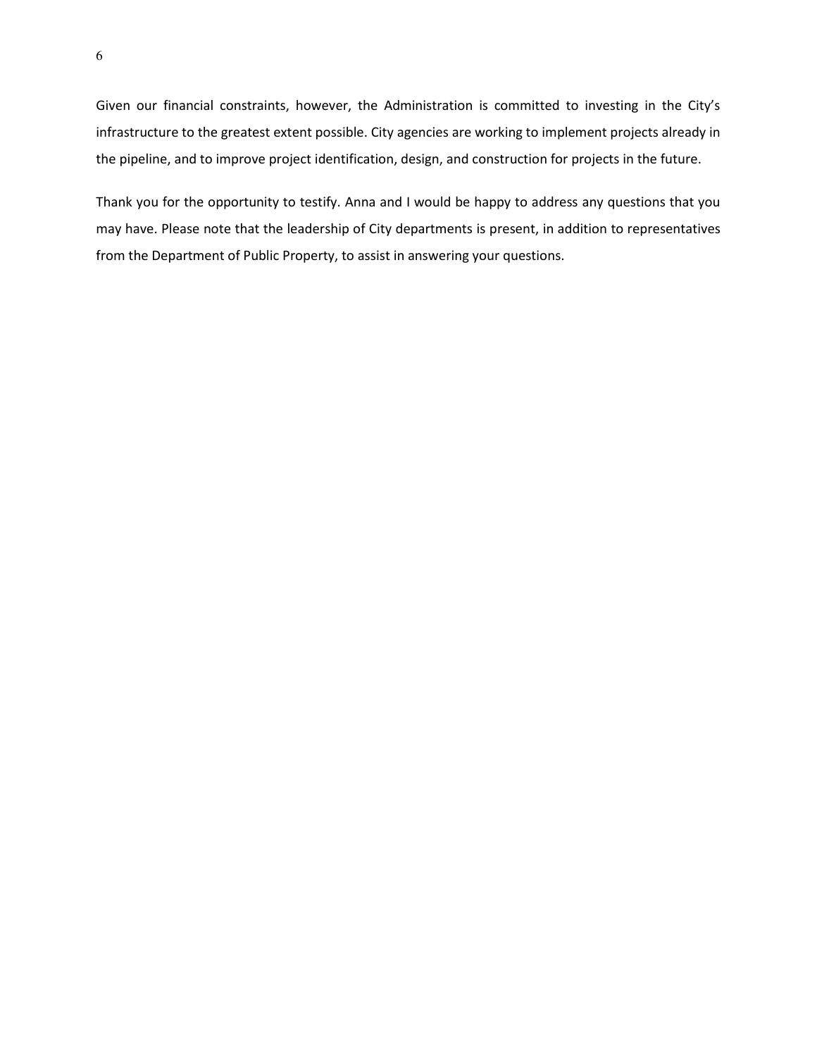Given our financial constraints, however, the Administration is committed to investing in the City's infrastructure to the greatest extent possible. City agencies are working to implement projects already in the pipeline, and to improve project identification, design, and construction for projects in the future.

Thank you for the opportunity to testify. Anna and I would be happy to address any questions that you may have. Please note that the leadership of City departments is present, in addition to representatives from the Department of Public Property, to assist in answering your questions.